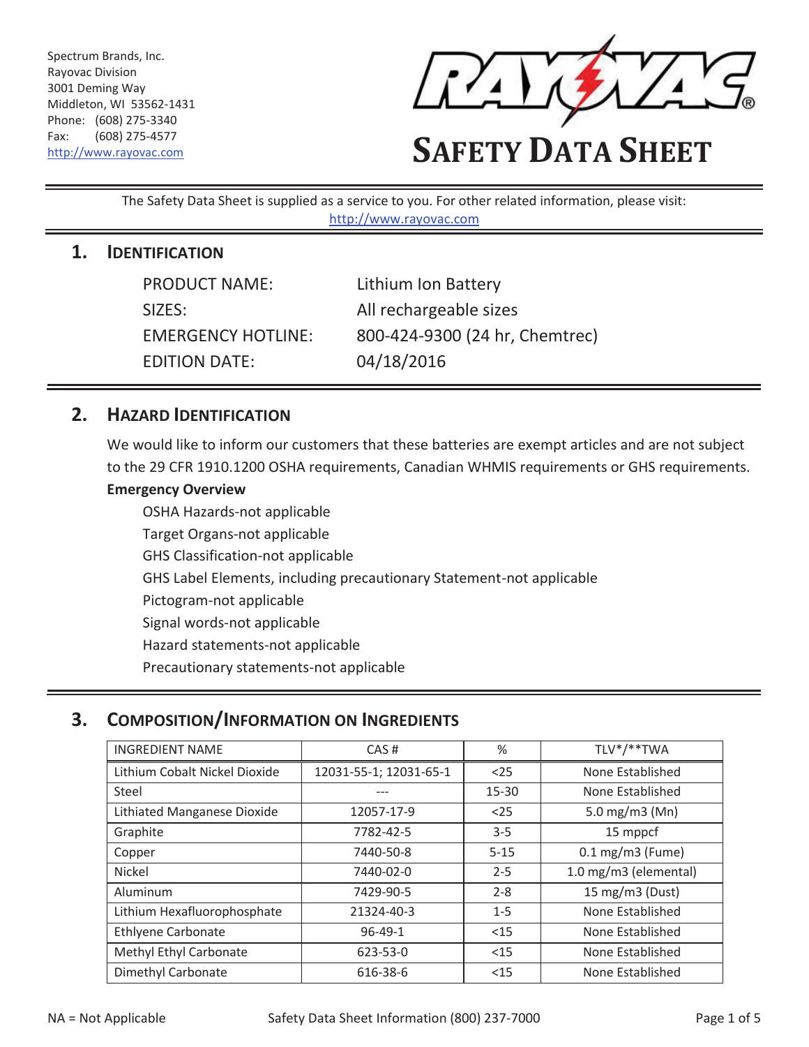Spectrum Brands, Inc.
Rayovac Division
3001 Deming Way
Middleton, WI 53562-1431
Phone: (608) 275-3340
Fax: (608) 275-4577
http://www.rayovac.com

# SAFETY DATA SHEET

The Safety Data Sheet is supplied as a service to you. For other related information, please visit: http://www.rayovac.com

## 1. IDENTIFICATION

| | |
|---|---|
| PRODUCT NAME: | Lithium Ion Battery |
| SIZES: | All rechargeable sizes |
| EMERGENCY HOTLINE: | 800-424-9300 (24 hr, Chemtrec) |
| EDITION DATE: | 04/18/2016 |

## 2. HAZARD IDENTIFICATION

We would like to inform our customers that these batteries are exempt articles and are not subject to the 29 CFR 1910.1200 OSHA requirements, Canadian WHMIS requirements or GHS requirements.

**Emergency Overview**

OSHA Hazards-not applicable
Target Organs-not applicable
GHS Classification-not applicable
GHS Label Elements, including precautionary Statement-not applicable
Pictogram-not applicable
Signal words-not applicable
Hazard statements-not applicable
Precautionary statements-not applicable

## 3. COMPOSITION/INFORMATION ON INGREDIENTS

| INGREDIENT NAME | CAS # | % | TLV*/**TWA |
|---|---|---|---|
| Lithium Cobalt Nickel Dioxide | 12031-55-1; 12031-65-1 | <25 | None Established |
| Steel | --- | 15-30 | None Established |
| Lithiated Manganese Dioxide | 12057-17-9 | <25 | 5.0 mg/m3 (Mn) |
| Graphite | 7782-42-5 | 3-5 | 15 mppcf |
| Copper | 7440-50-8 | 5-15 | 0.1 mg/m3 (Fume) |
| Nickel | 7440-02-0 | 2-5 | 1.0 mg/m3 (elemental) |
| Aluminum | 7429-90-5 | 2-8 | 15 mg/m3 (Dust) |
| Lithium Hexafluorophosphate | 21324-40-3 | 1-5 | None Established |
| Ethlyene Carbonate | 96-49-1 | <15 | None Established |
| Methyl Ethyl Carbonate | 623-53-0 | <15 | None Established |
| Dimethyl Carbonate | 616-38-6 | <15 | None Established |

NA = Not Applicable    Safety Data Sheet Information (800) 237-7000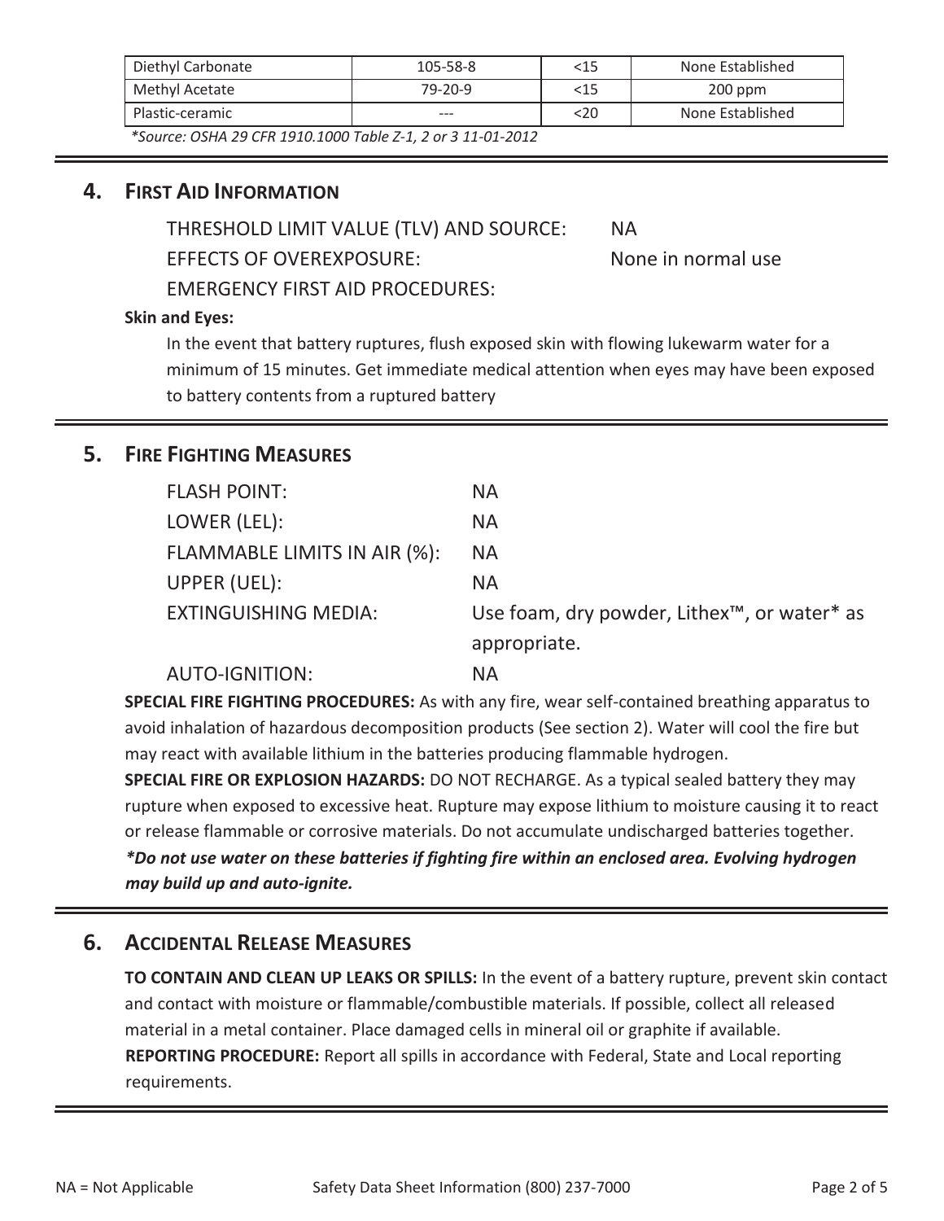| Diethyl Carbonate | 105-58-8 | <15 | None Established |
| --- | --- | --- | --- |
| Methyl Acetate | 79-20-9 | <15 | 200 ppm |
| Plastic-ceramic | --- | <20 | None Established |

*\*Source: OSHA 29 CFR 1910.1000 Table Z-1, 2 or 3 11-01-2012*

## 4. First Aid Information

THRESHOLD LIMIT VALUE (TLV) AND SOURCE: NA

EFFECTS OF OVEREXPOSURE: None in normal use

EMERGENCY FIRST AID PROCEDURES:

**Skin and Eyes:**

In the event that battery ruptures, flush exposed skin with flowing lukewarm water for a minimum of 15 minutes. Get immediate medical attention when eyes may have been exposed to battery contents from a ruptured battery

## 5. Fire Fighting Measures

FLASH POINT: NA

LOWER (LEL): NA

FLAMMABLE LIMITS IN AIR (%): NA

UPPER (UEL): NA

EXTINGUISHING MEDIA: Use foam, dry powder, Lithex™, or water* as appropriate.

AUTO-IGNITION: NA

**SPECIAL FIRE FIGHTING PROCEDURES:** As with any fire, wear self-contained breathing apparatus to avoid inhalation of hazardous decomposition products (See section 2). Water will cool the fire but may react with available lithium in the batteries producing flammable hydrogen.

**SPECIAL FIRE OR EXPLOSION HAZARDS:** DO NOT RECHARGE. As a typical sealed battery they may rupture when exposed to excessive heat. Rupture may expose lithium to moisture causing it to react or release flammable or corrosive materials. Do not accumulate undischarged batteries together.

***Do not use water on these batteries if fighting fire within an enclosed area. Evolving hydrogen may build up and auto-ignite.***

## 6. Accidental Release Measures

**TO CONTAIN AND CLEAN UP LEAKS OR SPILLS:** In the event of a battery rupture, prevent skin contact and contact with moisture or flammable/combustible materials. If possible, collect all released material in a metal container. Place damaged cells in mineral oil or graphite if available.

**REPORTING PROCEDURE:** Report all spills in accordance with Federal, State and Local reporting requirements.

NA = Not Applicable Safety Data Sheet Information (800) 237-7000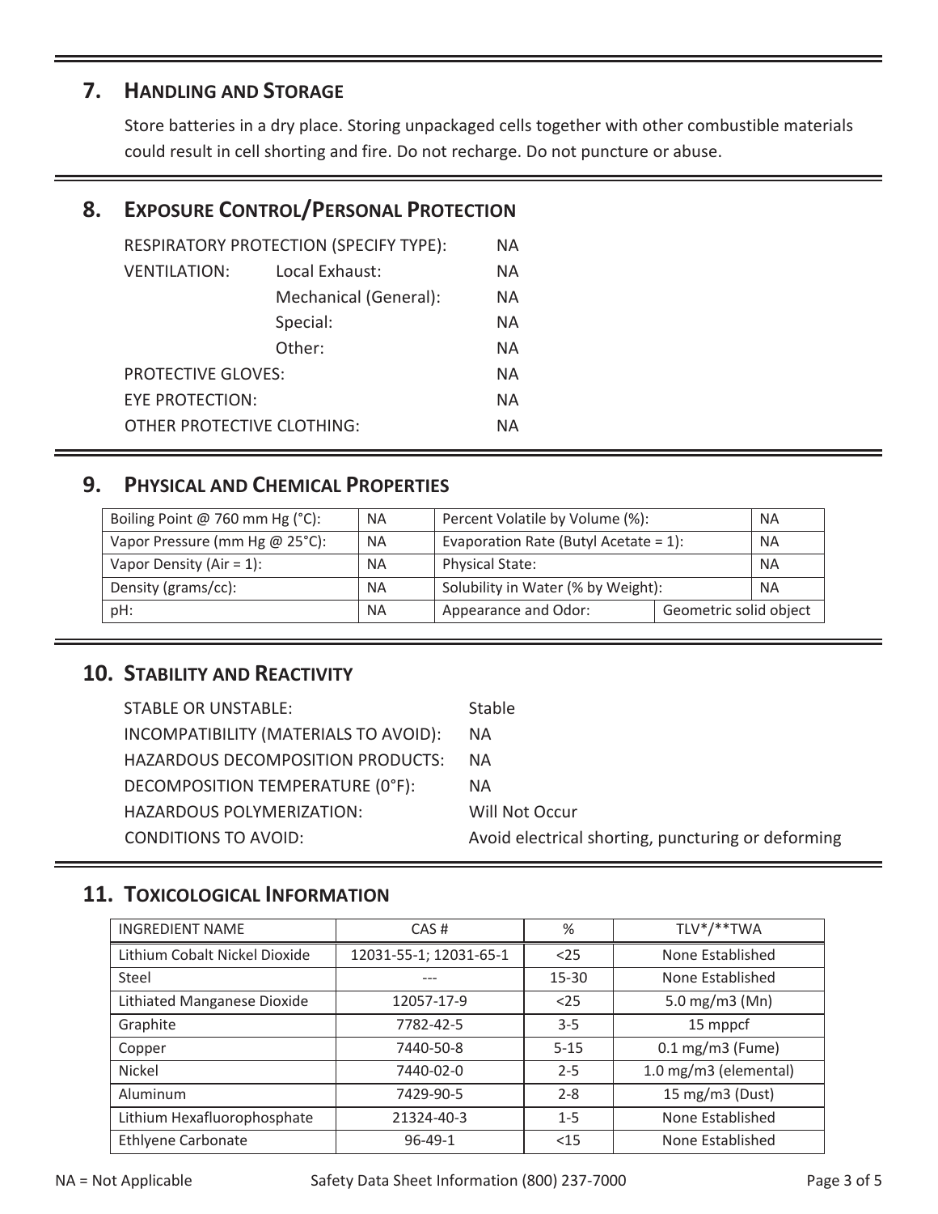## 7. Handling and Storage

Store batteries in a dry place. Storing unpackaged cells together with other combustible materials could result in cell shorting and fire. Do not recharge. Do not puncture or abuse.

## 8. Exposure Control/Personal Protection

| | | |
|---|---|---|
| RESPIRATORY PROTECTION (SPECIFY TYPE): | | NA |
| VENTILATION: | Local Exhaust: | NA |
| | Mechanical (General): | NA |
| | Special: | NA |
| | Other: | NA |
| PROTECTIVE GLOVES: | | NA |
| EYE PROTECTION: | | NA |
| OTHER PROTECTIVE CLOTHING: | | NA |

## 9. Physical and Chemical Properties

| | | | |
|---|---|---|---|
| Boiling Point @ 760 mm Hg (°C): | NA | Percent Volatile by Volume (%): | NA |
| Vapor Pressure (mm Hg @ 25°C): | NA | Evaporation Rate (Butyl Acetate = 1): | NA |
| Vapor Density (Air = 1): | NA | Physical State: | NA |
| Density (grams/cc): | NA | Solubility in Water (% by Weight): | NA |
| pH: | NA | Appearance and Odor: | Geometric solid object |

## 10. Stability and Reactivity

| | |
|---|---|
| STABLE OR UNSTABLE: | Stable |
| INCOMPATIBILITY (MATERIALS TO AVOID): | NA |
| HAZARDOUS DECOMPOSITION PRODUCTS: | NA |
| DECOMPOSITION TEMPERATURE (0°F): | NA |
| HAZARDOUS POLYMERIZATION: | Will Not Occur |
| CONDITIONS TO AVOID: | Avoid electrical shorting, puncturing or deforming |

## 11. Toxicological Information

| INGREDIENT NAME | CAS # | % | TLV*/**TWA |
|---|---|---|---|
| Lithium Cobalt Nickel Dioxide | 12031-55-1; 12031-65-1 | <25 | None Established |
| Steel | --- | 15-30 | None Established |
| Lithiated Manganese Dioxide | 12057-17-9 | <25 | 5.0 mg/m3 (Mn) |
| Graphite | 7782-42-5 | 3-5 | 15 mppcf |
| Copper | 7440-50-8 | 5-15 | 0.1 mg/m3 (Fume) |
| Nickel | 7440-02-0 | 2-5 | 1.0 mg/m3 (elemental) |
| Aluminum | 7429-90-5 | 2-8 | 15 mg/m3 (Dust) |
| Lithium Hexafluorophosphate | 21324-40-3 | 1-5 | None Established |
| Ethlyene Carbonate | 96-49-1 | <15 | None Established |

NA = Not Applicable

Safety Data Sheet Information (800) 237-7000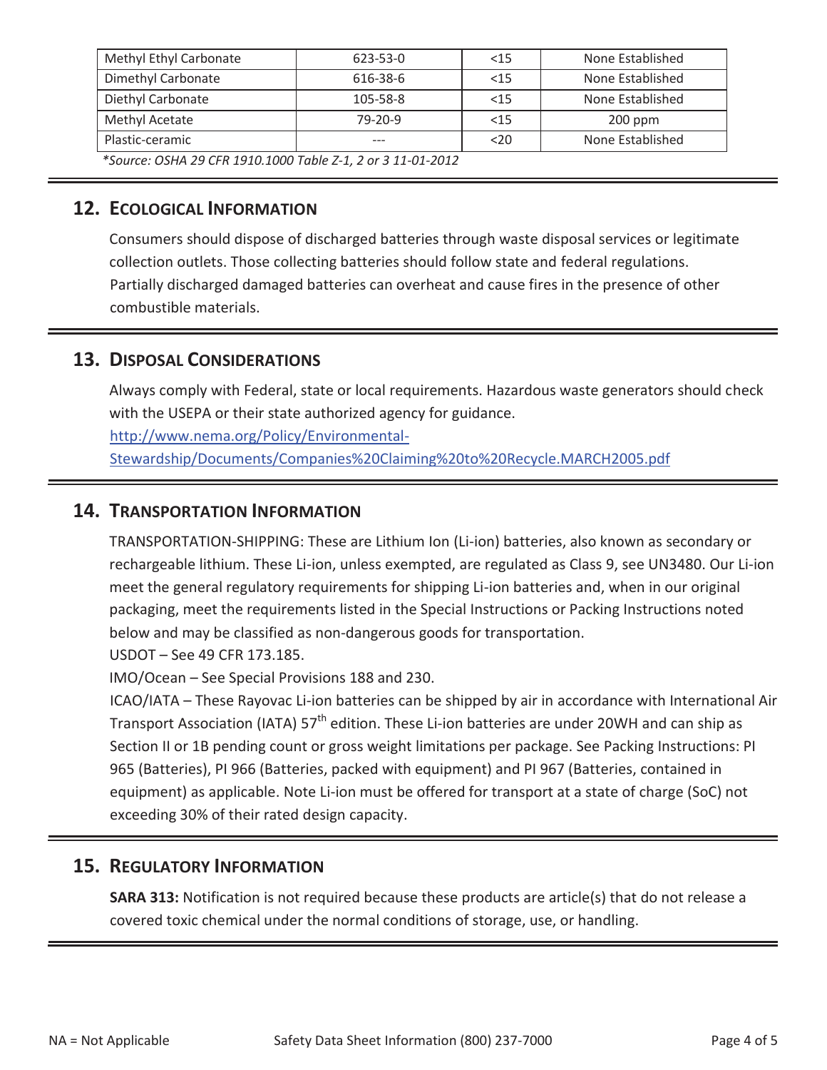| Methyl Ethyl Carbonate | 623-53-0 | <15 | None Established |
|---|---|---|---|
| Dimethyl Carbonate | 616-38-6 | <15 | None Established |
| Diethyl Carbonate | 105-58-8 | <15 | None Established |
| Methyl Acetate | 79-20-9 | <15 | 200 ppm |
| Plastic-ceramic | --- | <20 | None Established |

*Source: OSHA 29 CFR 1910.1000 Table Z-1, 2 or 3 11-01-2012*

## 12. Ecological Information

Consumers should dispose of discharged batteries through waste disposal services or legitimate collection outlets. Those collecting batteries should follow state and federal regulations. Partially discharged damaged batteries can overheat and cause fires in the presence of other combustible materials.

## 13. Disposal Considerations

Always comply with Federal, state or local requirements. Hazardous waste generators should check with the USEPA or their state authorized agency for guidance.
[http://www.nema.org/Policy/Environmental-Stewardship/Documents/Companies%20Claiming%20to%20Recycle.MARCH2005.pdf](http://www.nema.org/Policy/Environmental-Stewardship/Documents/Companies%20Claiming%20to%20Recycle.MARCH2005.pdf)

## 14. Transportation Information

TRANSPORTATION-SHIPPING: These are Lithium Ion (Li-ion) batteries, also known as secondary or rechargeable lithium. These Li-ion, unless exempted, are regulated as Class 9, see UN3480. Our Li-ion meet the general regulatory requirements for shipping Li-ion batteries and, when in our original packaging, meet the requirements listed in the Special Instructions or Packing Instructions noted below and may be classified as non-dangerous goods for transportation.

USDOT – See 49 CFR 173.185.

IMO/Ocean – See Special Provisions 188 and 230.

ICAO/IATA – These Rayovac Li-ion batteries can be shipped by air in accordance with International Air Transport Association (IATA) 57th edition. These Li-ion batteries are under 20WH and can ship as Section II or 1B pending count or gross weight limitations per package. See Packing Instructions: PI 965 (Batteries), PI 966 (Batteries, packed with equipment) and PI 967 (Batteries, contained in equipment) as applicable. Note Li-ion must be offered for transport at a state of charge (SoC) not exceeding 30% of their rated design capacity.

## 15. Regulatory Information

**SARA 313:** Notification is not required because these products are article(s) that do not release a covered toxic chemical under the normal conditions of storage, use, or handling.

NA = Not Applicable     Safety Data Sheet Information (800) 237-7000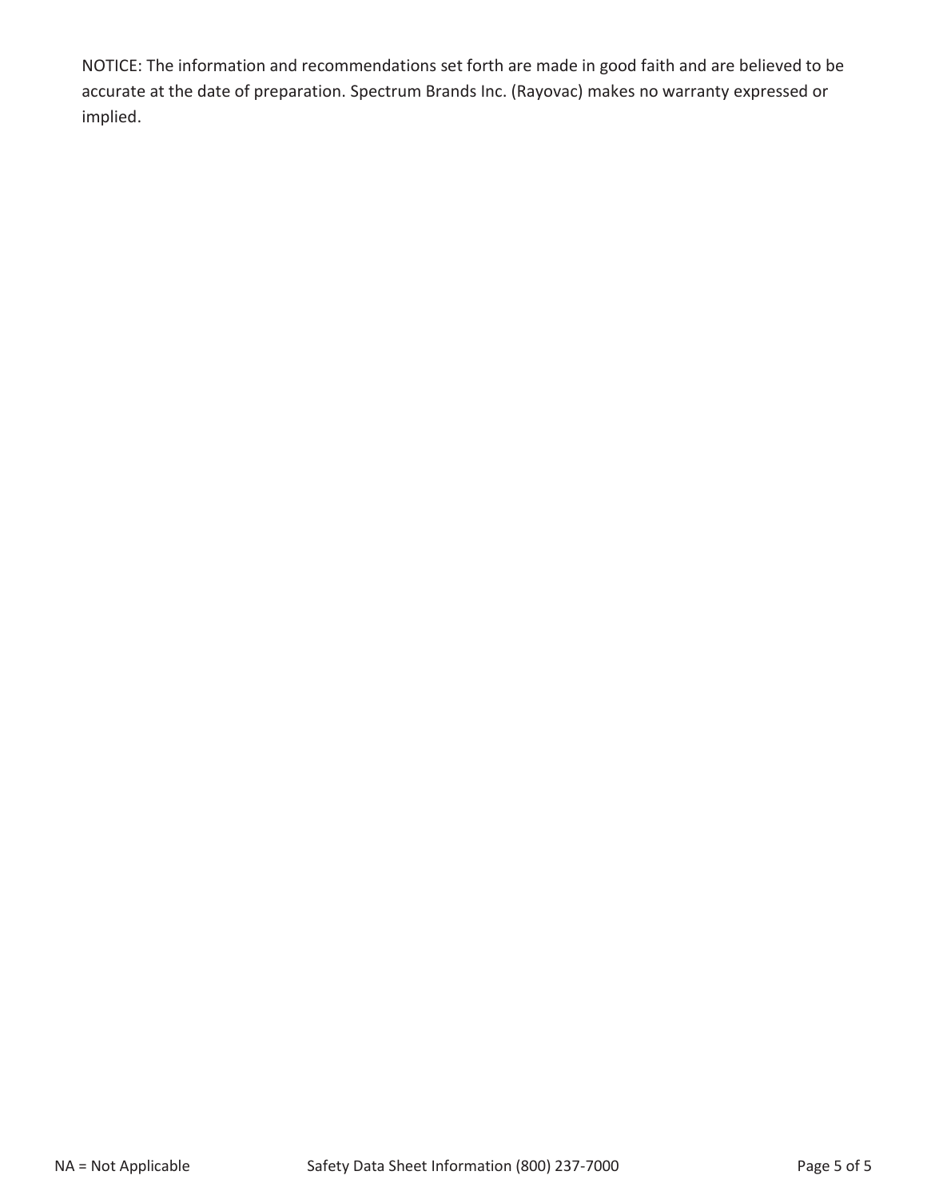NOTICE: The information and recommendations set forth are made in good faith and are believed to be accurate at the date of preparation. Spectrum Brands Inc. (Rayovac) makes no warranty expressed or implied.